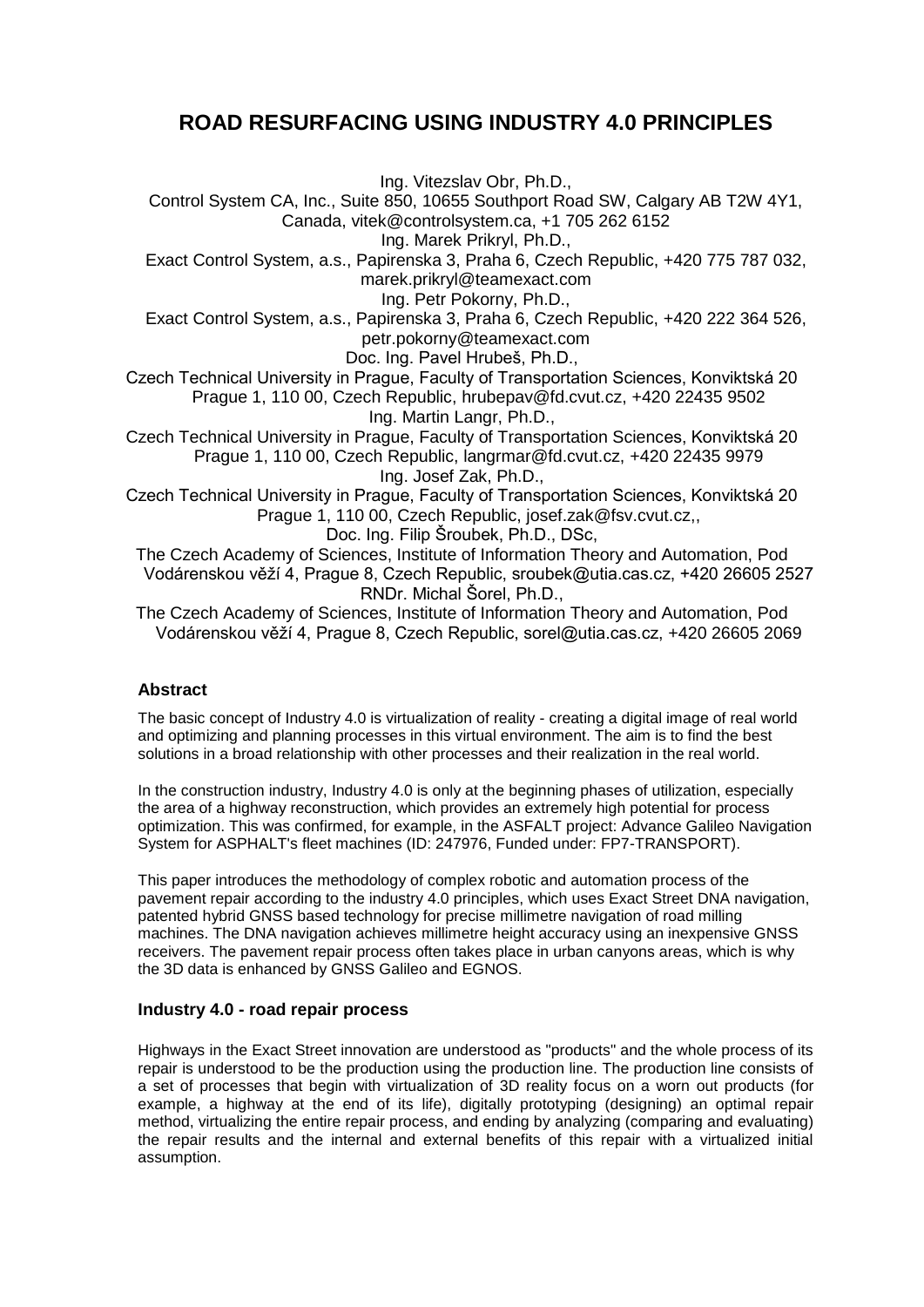# ROAD RESURFACING USING INDUSTRY 4.0 PRINCIPLES

Ing. Vitezslav Obr, Ph.D.,
Control System CA, Inc., Suite 850, 10655 Southport Road SW, Calgary AB T2W 4Y1, Canada, vitek@controlsystem.ca, +1 705 262 6152
Ing. Marek Prikryl, Ph.D.,
Exact Control System, a.s., Papirenska 3, Praha 6, Czech Republic, +420 775 787 032, marek.prikryl@teamexact.com
Ing. Petr Pokorny, Ph.D.,
Exact Control System, a.s., Papirenska 3, Praha 6, Czech Republic, +420 222 364 526, petr.pokorny@teamexact.com
Doc. Ing. Pavel Hrubeš, Ph.D.,
Czech Technical University in Prague, Faculty of Transportation Sciences, Konviktská 20 Prague 1, 110 00, Czech Republic, hrubepav@fd.cvut.cz, +420 22435 9502
Ing. Martin Langr, Ph.D.,
Czech Technical University in Prague, Faculty of Transportation Sciences, Konviktská 20 Prague 1, 110 00, Czech Republic, langrmar@fd.cvut.cz, +420 22435 9979
Ing. Josef Zak, Ph.D.,
Czech Technical University in Prague, Faculty of Transportation Sciences, Konviktská 20 Prague 1, 110 00, Czech Republic, josef.zak@fsv.cvut.cz,,
Doc. Ing. Filip Šroubek, Ph.D., DSc,
The Czech Academy of Sciences, Institute of Information Theory and Automation, Pod Vodárenskou věží 4, Prague 8, Czech Republic, sroubek@utia.cas.cz, +420 26605 2527
RNDr. Michal Šorel, Ph.D.,
The Czech Academy of Sciences, Institute of Information Theory and Automation, Pod Vodárenskou věží 4, Prague 8, Czech Republic, sorel@utia.cas.cz, +420 26605 2069

### Abstract

The basic concept of Industry 4.0 is virtualization of reality - creating a digital image of real world and optimizing and planning processes in this virtual environment. The aim is to find the best solutions in a broad relationship with other processes and their realization in the real world.

In the construction industry, Industry 4.0 is only at the beginning phases of utilization, especially the area of a highway reconstruction, which provides an extremely high potential for process optimization. This was confirmed, for example, in the ASFALT project: Advance Galileo Navigation System for ASPHALT's fleet machines (ID: 247976, Funded under: FP7-TRANSPORT).

This paper introduces the methodology of complex robotic and automation process of the pavement repair according to the industry 4.0 principles, which uses Exact Street DNA navigation, patented hybrid GNSS based technology for precise millimetre navigation of road milling machines. The DNA navigation achieves millimetre height accuracy using an inexpensive GNSS receivers. The pavement repair process often takes place in urban canyons areas, which is why the 3D data is enhanced by GNSS Galileo and EGNOS.

### Industry 4.0 - road repair process

Highways in the Exact Street innovation are understood as "products" and the whole process of its repair is understood to be the production using the production line. The production line consists of a set of processes that begin with virtualization of 3D reality focus on a worn out products (for example, a highway at the end of its life), digitally prototyping (designing) an optimal repair method, virtualizing the entire repair process, and ending by analyzing (comparing and evaluating) the repair results and the internal and external benefits of this repair with a virtualized initial assumption.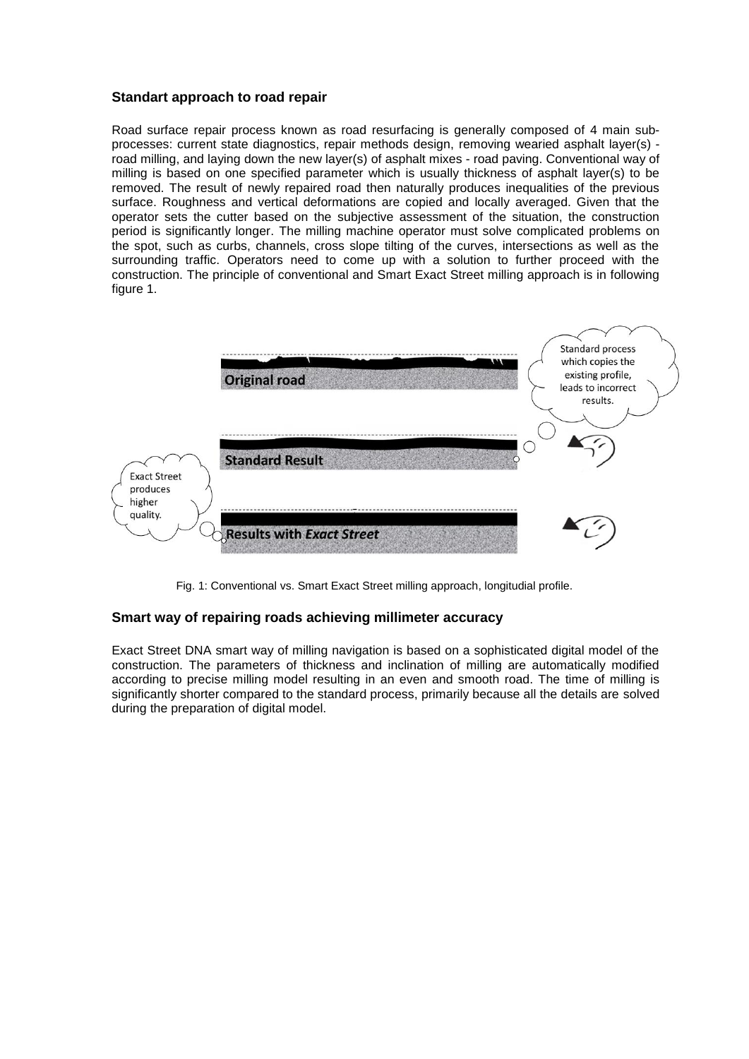## Standart approach to road repair

Road surface repair process known as road resurfacing is generally composed of 4 main sub-processes: current state diagnostics, repair methods design, removing wearied asphalt layer(s) - road milling, and laying down the new layer(s) of asphalt mixes - road paving. Conventional way of milling is based on one specified parameter which is usually thickness of asphalt layer(s) to be removed. The result of newly repaired road then naturally produces inequalities of the previous surface. Roughness and vertical deformations are copied and locally averaged. Given that the operator sets the cutter based on the subjective assessment of the situation, the construction period is significantly longer. The milling machine operator must solve complicated problems on the spot, such as curbs, channels, cross slope tilting of the curves, intersections as well as the surrounding traffic. Operators need to come up with a solution to further proceed with the construction. The principle of conventional and Smart Exact Street milling approach is in following figure 1.

Fig. 1: Conventional vs. Smart Exact Street milling approach, longitudial profile.

## Smart way of repairing roads achieving millimeter accuracy

Exact Street DNA smart way of milling navigation is based on a sophisticated digital model of the construction. The parameters of thickness and inclination of milling are automatically modified according to precise milling model resulting in an even and smooth road. The time of milling is significantly shorter compared to the standard process, primarily because all the details are solved during the preparation of digital model.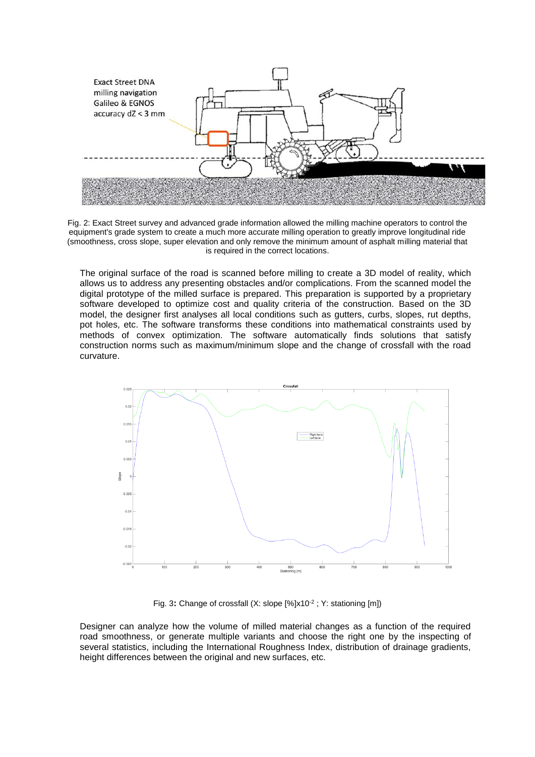Fig. 2: Exact Street survey and advanced grade information allowed the milling machine operators to control the equipment's grade system to create a much more accurate milling operation to greatly improve longitudinal ride (smoothness, cross slope, super elevation and only remove the minimum amount of asphalt milling material that is required in the correct locations.

The original surface of the road is scanned before milling to create a 3D model of reality, which allows us to address any presenting obstacles and/or complications. From the scanned model the digital prototype of the milled surface is prepared. This preparation is supported by a proprietary software developed to optimize cost and quality criteria of the construction. Based on the 3D model, the designer first analyses all local conditions such as gutters, curbs, slopes, rut depths, pot holes, etc. The software transforms these conditions into mathematical constraints used by methods of convex optimization. The software automatically finds solutions that satisfy construction norms such as maximum/minimum slope and the change of crossfall with the road curvature.

Fig. 3: Change of crossfall (X: slope [%]x10$^{-2}$ ; Y: stationing [m])

Designer can analyze how the volume of milled material changes as a function of the required road smoothness, or generate multiple variants and choose the right one by the inspecting of several statistics, including the International Roughness Index, distribution of drainage gradients, height differences between the original and new surfaces, etc.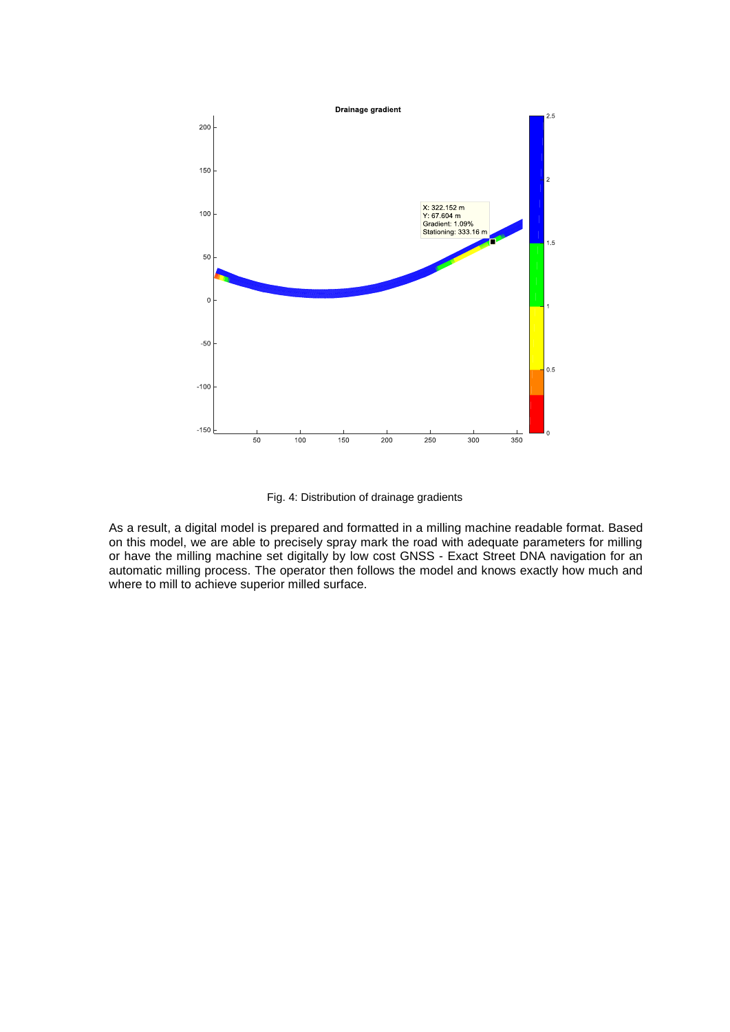Fig. 4: Distribution of drainage gradients

As a result, a digital model is prepared and formatted in a milling machine readable format. Based on this model, we are able to precisely spray mark the road with adequate parameters for milling or have the milling machine set digitally by low cost GNSS - Exact Street DNA navigation for an automatic milling process. The operator then follows the model and knows exactly how much and where to mill to achieve superior milled surface.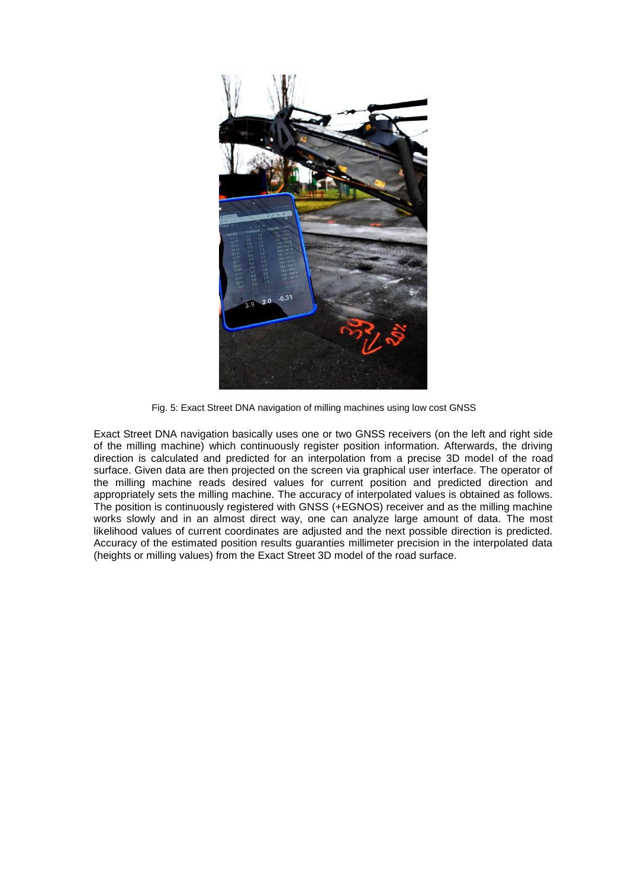Fig. 5: Exact Street DNA navigation of milling machines using low cost GNSS

Exact Street DNA navigation basically uses one or two GNSS receivers (on the left and right side of the milling machine) which continuously register position information. Afterwards, the driving direction is calculated and predicted for an interpolation from a precise 3D model of the road surface. Given data are then projected on the screen via graphical user interface. The operator of the milling machine reads desired values for current position and predicted direction and appropriately sets the milling machine. The accuracy of interpolated values is obtained as follows. The position is continuously registered with GNSS (+EGNOS) receiver and as the milling machine works slowly and in an almost direct way, one can analyze large amount of data. The most likelihood values of current coordinates are adjusted and the next possible direction is predicted. Accuracy of the estimated position results guaranties millimeter precision in the interpolated data (heights or milling values) from the Exact Street 3D model of the road surface.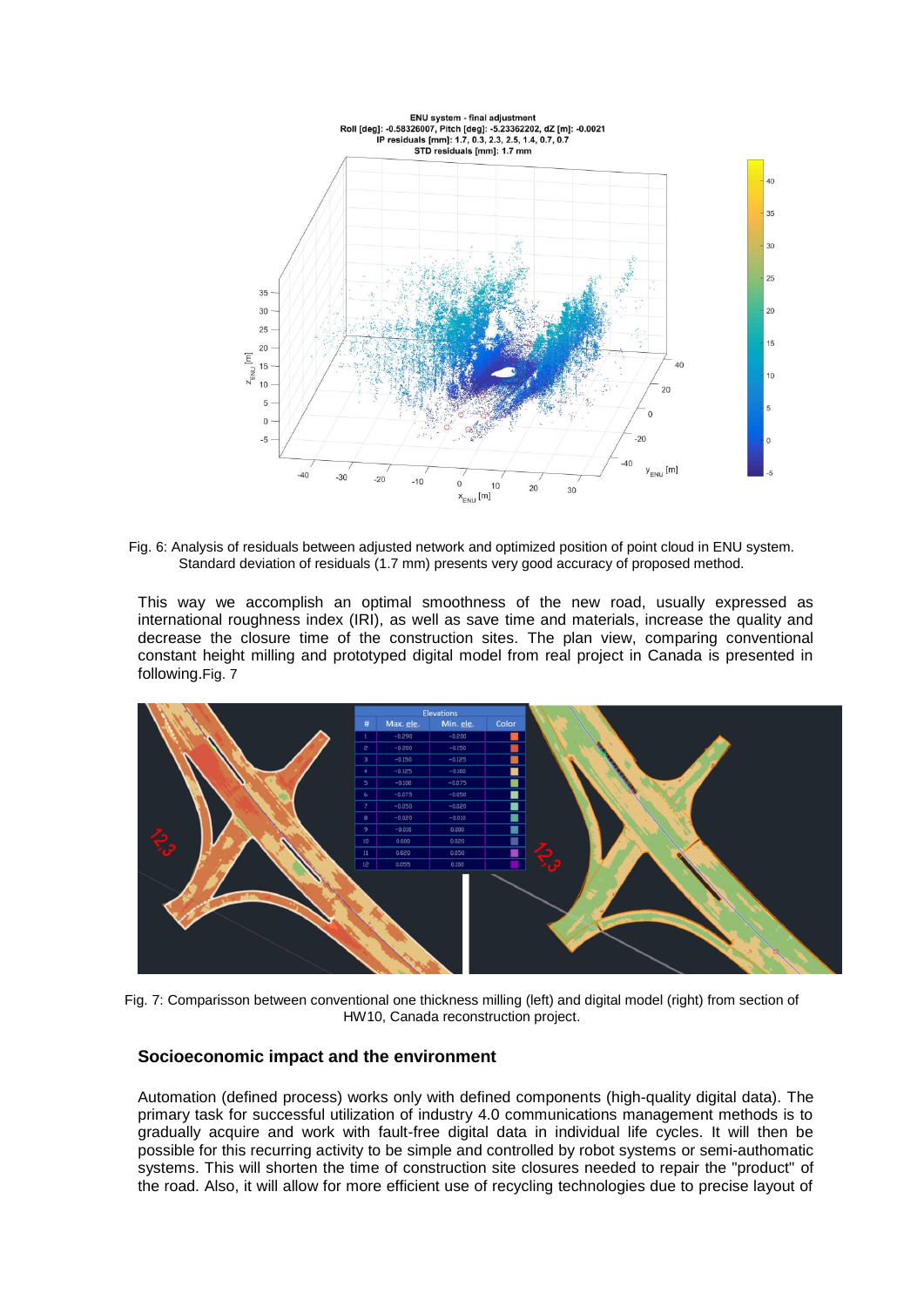Fig. 6: Analysis of residuals between adjusted network and optimized position of point cloud in ENU system. Standard deviation of residuals (1.7 mm) presents very good accuracy of proposed method.

This way we accomplish an optimal smoothness of the new road, usually expressed as international roughness index (IRI), as well as save time and materials, increase the quality and decrease the closure time of the construction sites. The plan view, comparing conventional constant height milling and prototyped digital model from real project in Canada is presented in following.Fig. 7

Fig. 7: Comparisson between conventional one thickness milling (left) and digital model (right) from section of HW10, Canada reconstruction project.

## Socioeconomic impact and the environment

Automation (defined process) works only with defined components (high-quality digital data). The primary task for successful utilization of industry 4.0 communications management methods is to gradually acquire and work with fault-free digital data in individual life cycles. It will then be possible for this recurring activity to be simple and controlled by robot systems or semi-authomatic systems. This will shorten the time of construction site closures needed to repair the "product" of the road. Also, it will allow for more efficient use of recycling technologies due to precise layout of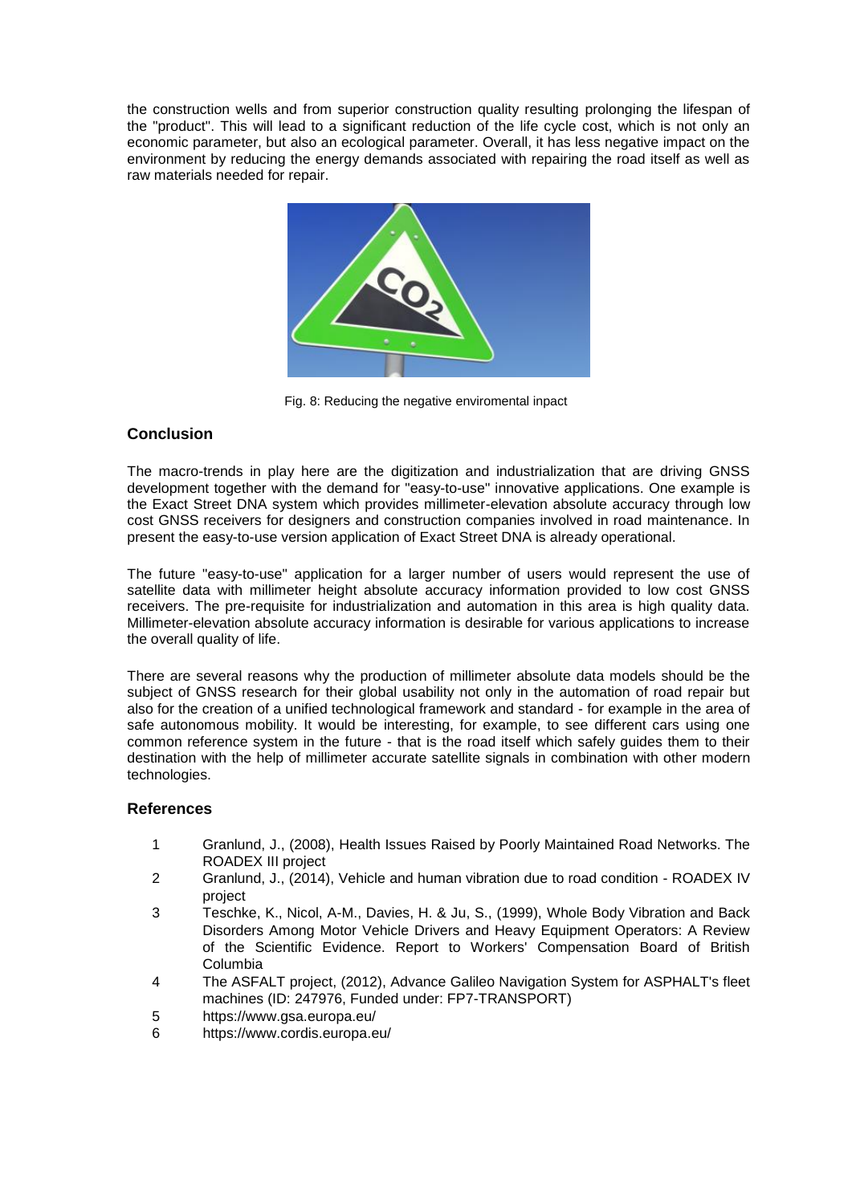the construction wells and from superior construction quality resulting prolonging the lifespan of the "product". This will lead to a significant reduction of the life cycle cost, which is not only an economic parameter, but also an ecological parameter. Overall, it has less negative impact on the environment by reducing the energy demands associated with repairing the road itself as well as raw materials needed for repair.

Fig. 8: Reducing the negative enviromental inpact

## Conclusion

The macro-trends in play here are the digitization and industrialization that are driving GNSS development together with the demand for "easy-to-use" innovative applications. One example is the Exact Street DNA system which provides millimeter-elevation absolute accuracy through low cost GNSS receivers for designers and construction companies involved in road maintenance. In present the easy-to-use version application of Exact Street DNA is already operational.

The future "easy-to-use" application for a larger number of users would represent the use of satellite data with millimeter height absolute accuracy information provided to low cost GNSS receivers. The pre-requisite for industrialization and automation in this area is high quality data. Millimeter-elevation absolute accuracy information is desirable for various applications to increase the overall quality of life.

There are several reasons why the production of millimeter absolute data models should be the subject of GNSS research for their global usability not only in the automation of road repair but also for the creation of a unified technological framework and standard - for example in the area of safe autonomous mobility. It would be interesting, for example, to see different cars using one common reference system in the future - that is the road itself which safely guides them to their destination with the help of millimeter accurate satellite signals in combination with other modern technologies.

## References

1. Granlund, J., (2008), Health Issues Raised by Poorly Maintained Road Networks. The ROADEX III project
2. Granlund, J., (2014), Vehicle and human vibration due to road condition - ROADEX IV project
3. Teschke, K., Nicol, A-M., Davies, H. & Ju, S., (1999), Whole Body Vibration and Back Disorders Among Motor Vehicle Drivers and Heavy Equipment Operators: A Review of the Scientific Evidence. Report to Workers' Compensation Board of British Columbia
4. The ASFALT project, (2012), Advance Galileo Navigation System for ASPHALT's fleet machines (ID: 247976, Funded under: FP7-TRANSPORT)
5. https://www.gsa.europa.eu/
6. https://www.cordis.europa.eu/